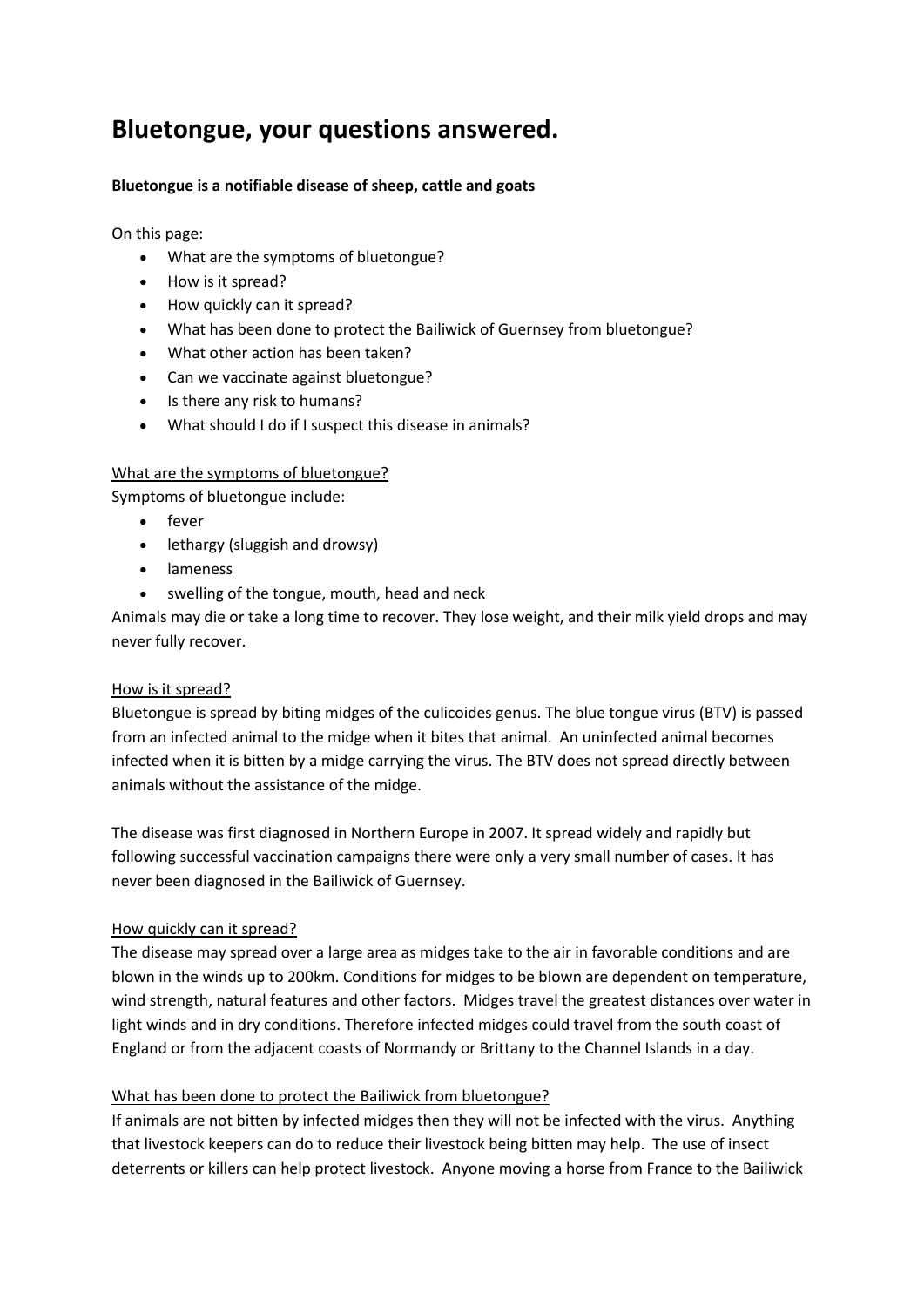# Bluetongue, your questions answered.

**Bluetongue is a notifiable disease of sheep, cattle and goats**

On this page:

- What are the symptoms of bluetongue?
- How is it spread?
- How quickly can it spread?
- What has been done to protect the Bailiwick of Guernsey from bluetongue?
- What other action has been taken?
- Can we vaccinate against bluetongue?
- Is there any risk to humans?
- What should I do if I suspect this disease in animals?

<u>What are the symptoms of bluetongue?</u>

Symptoms of bluetongue include:

- fever
- lethargy (sluggish and drowsy)
- lameness
- swelling of the tongue, mouth, head and neck

Animals may die or take a long time to recover. They lose weight, and their milk yield drops and may never fully recover.

<u>How is it spread?</u>

Bluetongue is spread by biting midges of the culicoides genus. The blue tongue virus (BTV) is passed from an infected animal to the midge when it bites that animal. An uninfected animal becomes infected when it is bitten by a midge carrying the virus. The BTV does not spread directly between animals without the assistance of the midge.

The disease was first diagnosed in Northern Europe in 2007. It spread widely and rapidly but following successful vaccination campaigns there were only a very small number of cases. It has never been diagnosed in the Bailiwick of Guernsey.

<u>How quickly can it spread?</u>

The disease may spread over a large area as midges take to the air in favorable conditions and are blown in the winds up to 200km. Conditions for midges to be blown are dependent on temperature, wind strength, natural features and other factors. Midges travel the greatest distances over water in light winds and in dry conditions. Therefore infected midges could travel from the south coast of England or from the adjacent coasts of Normandy or Brittany to the Channel Islands in a day.

<u>What has been done to protect the Bailiwick from bluetongue?</u>

If animals are not bitten by infected midges then they will not be infected with the virus. Anything that livestock keepers can do to reduce their livestock being bitten may help. The use of insect deterrents or killers can help protect livestock. Anyone moving a horse from France to the Bailiwick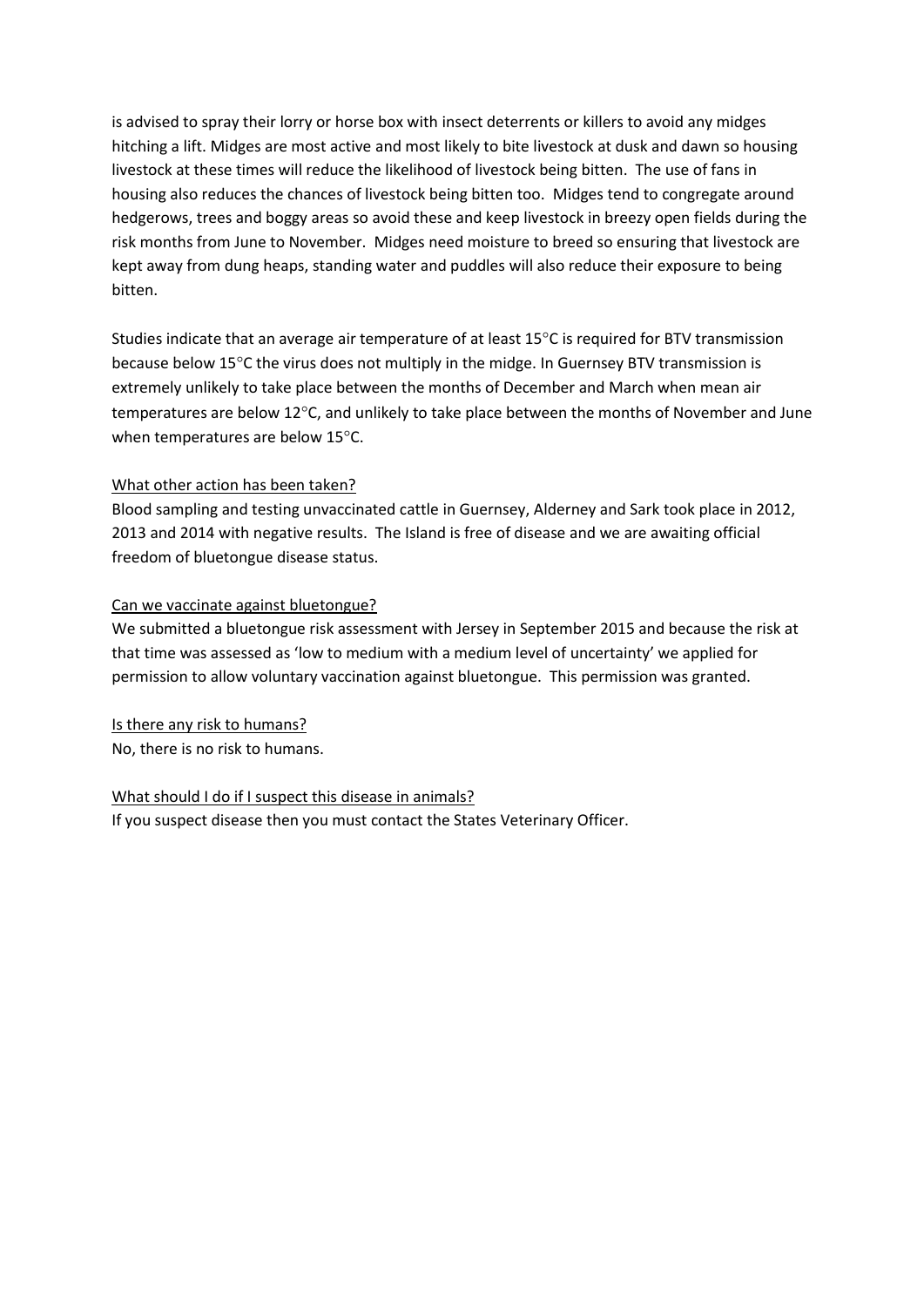is advised to spray their lorry or horse box with insect deterrents or killers to avoid any midges hitching a lift. Midges are most active and most likely to bite livestock at dusk and dawn so housing livestock at these times will reduce the likelihood of livestock being bitten. The use of fans in housing also reduces the chances of livestock being bitten too. Midges tend to congregate around hedgerows, trees and boggy areas so avoid these and keep livestock in breezy open fields during the risk months from June to November. Midges need moisture to breed so ensuring that livestock are kept away from dung heaps, standing water and puddles will also reduce their exposure to being bitten.

Studies indicate that an average air temperature of at least 15°C is required for BTV transmission because below 15°C the virus does not multiply in the midge. In Guernsey BTV transmission is extremely unlikely to take place between the months of December and March when mean air temperatures are below 12°C, and unlikely to take place between the months of November and June when temperatures are below 15°C.

<u>What other action has been taken?</u>

Blood sampling and testing unvaccinated cattle in Guernsey, Alderney and Sark took place in 2012, 2013 and 2014 with negative results. The Island is free of disease and we are awaiting official freedom of bluetongue disease status.

<u>Can we vaccinate against bluetongue?</u>

We submitted a bluetongue risk assessment with Jersey in September 2015 and because the risk at that time was assessed as 'low to medium with a medium level of uncertainty' we applied for permission to allow voluntary vaccination against bluetongue. This permission was granted.

<u>Is there any risk to humans?</u>

No, there is no risk to humans.

<u>What should I do if I suspect this disease in animals?</u>

If you suspect disease then you must contact the States Veterinary Officer.